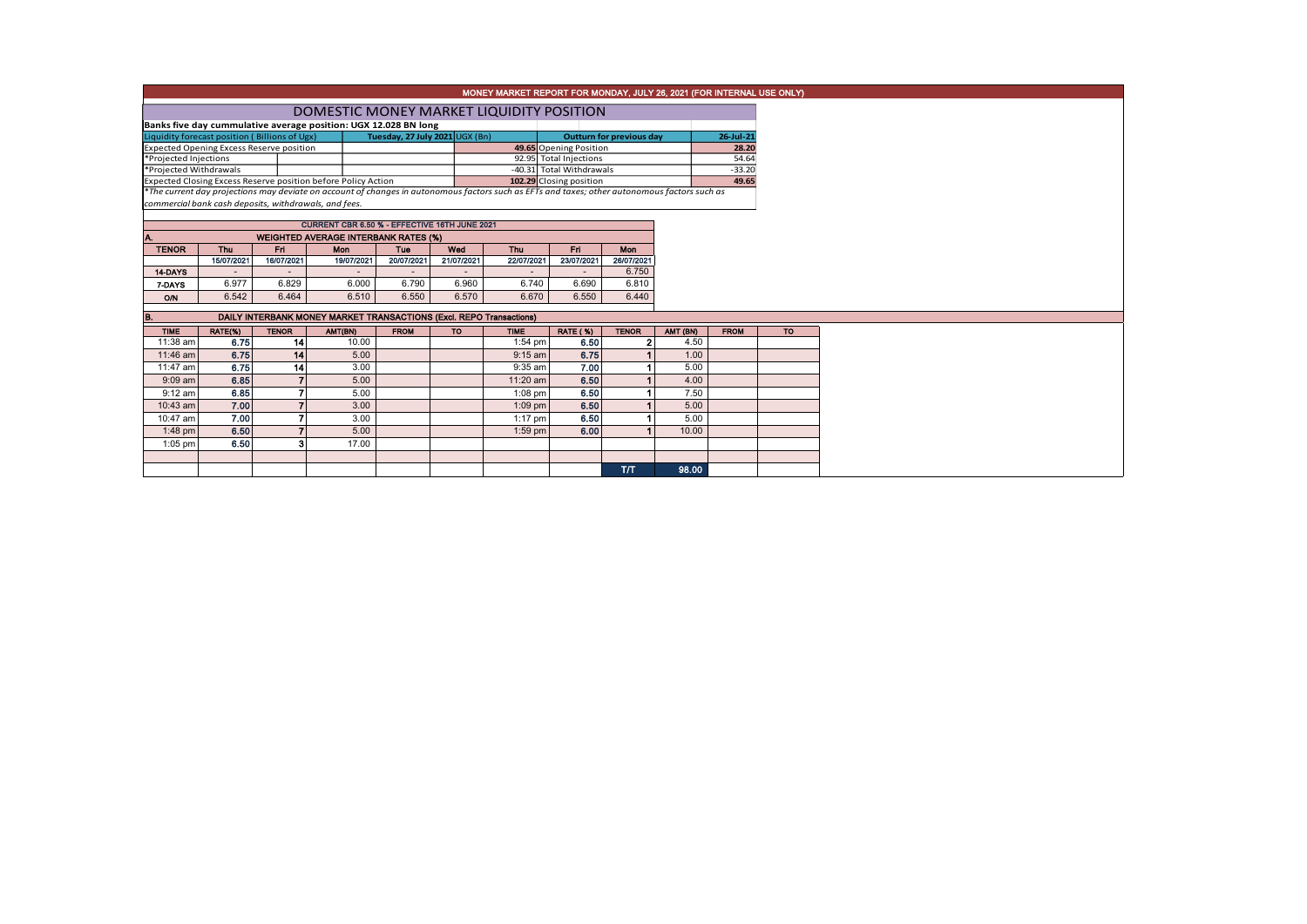# MONEY MARKET REPORT FOR MONDAY, JULY 26, 2021 (FOR INTERNAL USE ONLY)

## DOMESTIC MONEY MARKET LIQUIDITY POSITION

**Banks five day cummulative average position: UGX 12.028 BN long**

| Liquidity forecast position ( Billions of Ugx) | Tuesday, 27 July 2021 UGX (Bn) | Outturn for previous day | 26-Jul-21 |
|---|---|---|---|
| Expected Opening Excess Reserve position | 49.65 | Opening Position | 28.20 |
| *Projected Injections | 92.95 | Total Injections | 54.64 |
| *Projected Withdrawals | -40.31 | Total Withdrawals | -33.20 |
| Expected Closing Excess Reserve position before Policy Action | 102.29 | Closing position | 49.65 |

*The current day projections may deviate on account of changes in autonomous factors such as EFTs and taxes; other autonomous factors such as commercial bank cash deposits, withdrawals, and fees.*

**CURRENT CBR 6.50 % - EFFECTIVE 16TH JUNE 2021**

**A. WEIGHTED AVERAGE INTERBANK RATES (%)**

| TENOR | Thu | Fri | Mon | Tue | Wed | Thu | Fri | Mon |
|---|---|---|---|---|---|---|---|---|
| | 15/07/2021 | 16/07/2021 | 19/07/2021 | 20/07/2021 | 21/07/2021 | 22/07/2021 | 23/07/2021 | 26/07/2021 |
| 14-DAYS | - | - | - | - | - | - | - | 6.750 |
| 7-DAYS | 6.977 | 6.829 | 6.000 | 6.790 | 6.960 | 6.740 | 6.690 | 6.810 |
| O/N | 6.542 | 6.464 | 6.510 | 6.550 | 6.570 | 6.670 | 6.550 | 6.440 |

**B. DAILY INTERBANK MONEY MARKET TRANSACTIONS (Excl. REPO Transactions)**

| TIME | RATE(%) | TENOR | AMT(BN) | FROM | TO | TIME | RATE (%) | TENOR | AMT (BN) | FROM | TO |
|---|---|---|---|---|---|---|---|---|---|---|---|
| 11:38 am | 6.75 | 14 | 10.00 | | | 1:54 pm | 6.50 | 2 | 4.50 | | |
| 11:46 am | 6.75 | 14 | 5.00 | | | 9:15 am | 6.75 | 1 | 1.00 | | |
| 11:47 am | 6.75 | 14 | 3.00 | | | 9:35 am | 7.00 | 1 | 5.00 | | |
| 9:09 am | 6.85 | 7 | 5.00 | | | 11:20 am | 6.50 | 1 | 4.00 | | |
| 9:12 am | 6.85 | 7 | 5.00 | | | 1:08 pm | 6.50 | 1 | 7.50 | | |
| 10:43 am | 7.00 | 7 | 3.00 | | | 1:09 pm | 6.50 | 1 | 5.00 | | |
| 10:47 am | 7.00 | 7 | 3.00 | | | 1:17 pm | 6.50 | 1 | 5.00 | | |
| 1:48 pm | 6.50 | 7 | 5.00 | | | 1:59 pm | 6.00 | 1 | 10.00 | | |
| 1:05 pm | 6.50 | 3 | 17.00 | | | | | | | | |
| | | | | | | | | T/T | 98.00 | | |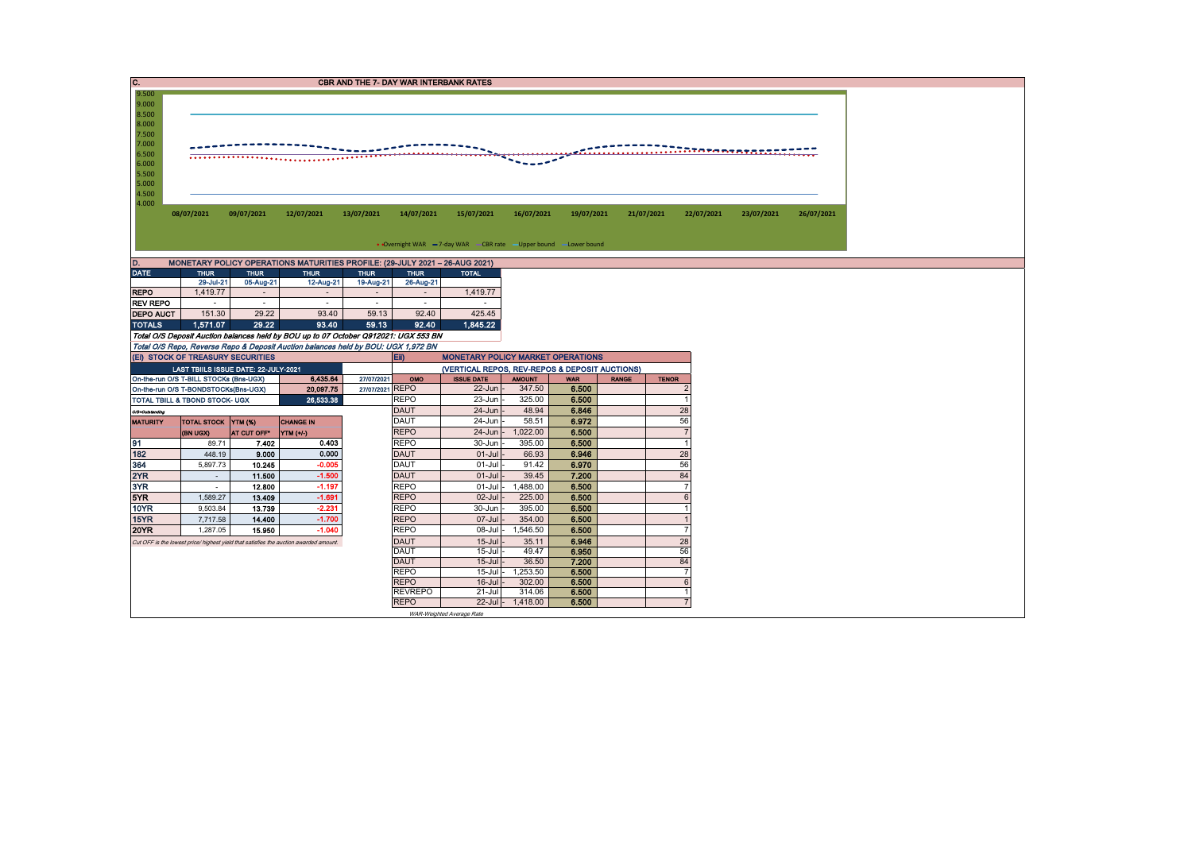## C. CBR AND THE 7- DAY WAR INTERBANK RATES

9.500
9.000
8.500
8.000
7.500
7.000
6.500
6.000
5.500
5.000
4.500
4.000

08/07/2021 09/07/2021 12/07/2021 13/07/2021 14/07/2021 15/07/2021 16/07/2021 19/07/2021 21/07/2021 22/07/2021 23/07/2021 26/07/2021

Overnight WAR — 7-day WAR — CBR rate — Upper bound — Lower bound

## D. MONETARY POLICY OPERATIONS MATURITIES PROFILE: (29-JULY 2021 – 26-AUG 2021)

| DATE | THUR | THUR | THUR | THUR | THUR | TOTAL |
|---|---|---|---|---|---|---|
| | 29-Jul-21 | 05-Aug-21 | 12-Aug-21 | 19-Aug-21 | 26-Aug-21 | |
| REPO | 1,419.77 | - | - | - | - | 1,419.77 |
| REV REPO | - | - | - | - | - | - |
| DEPO AUCT | 151.30 | 29.22 | 93.40 | 59.13 | 92.40 | 425.45 |
| TOTALS | 1,571.07 | 29.22 | 93.40 | 59.13 | 92.40 | 1,845.22 |

*Total O/S Deposit Auction balances held by BOU up to 07 October Q912021: UGX 553 BN*

*Total O/S Repo, Reverse Repo & Deposit Auction balances held by BOU: UGX 1,972 BN*

## (EI) STOCK OF TREASURY SECURITIES

| LAST TBILLS ISSUE DATE: 22-JULY-2021 | | | |
|---|---|---|---|
| On-the-run O/S T-BILL STOCKs (Bns-UGX) | | 6,435.64 | 27/07/2021 |
| On-the-run O/S T-BONDSTOCKs(Bns-UGX) | | 20,097.75 | 27/07/2021 |
| TOTAL TBILL & TBOND STOCK- UGX | | 26,533.38 | |

*O/S=Outstanding*

| MATURITY | TOTAL STOCK (BN UGX) | YTM (%) AT CUT OFF* | CHANGE IN YTM (+/-) |
|---|---|---|---|
| 91 | 89.71 | 7.402 | 0.403 |
| 182 | 448.19 | 9.000 | 0.000 |
| 364 | 5,897.73 | 10.245 | -0.005 |
| 2YR | - | 11.500 | -1.500 |
| 3YR | - | 12.800 | -1.197 |
| 5YR | 1,589.27 | 13.409 | -1.691 |
| 10YR | 9,503.84 | 13.739 | -2.231 |
| 15YR | 7,717.58 | 14.400 | -1.700 |
| 20YR | 1,287.05 | 15.950 | -1.040 |

*Cut OFF is the lowest price/ highest yield that satisfies the auction awarded amount.*

## Eii) MONETARY POLICY MARKET OPERATIONS

(VERTICAL REPOS, REV-REPOS & DEPOSIT AUCTIONS)

| OMO | ISSUE DATE | AMOUNT | WAR | RANGE | TENOR |
|---|---|---|---|---|---|
| REPO | 22-Jun - | 347.50 | 6.500 | | 2 |
| REPO | 23-Jun - | 325.00 | 6.500 | | 1 |
| DAUT | 24-Jun - | 48.94 | 6.846 | | 28 |
| DAUT | 24-Jun - | 58.51 | 6.972 | | 56 |
| REPO | 24-Jun - | 1,022.00 | 6.500 | | 7 |
| REPO | 30-Jun - | 395.00 | 6.500 | | 1 |
| DAUT | 01-Jul - | 66.93 | 6.946 | | 28 |
| DAUT | 01-Jul - | 91.42 | 6.970 | | 56 |
| DAUT | 01-Jul - | 39.45 | 7.200 | | 84 |
| REPO | 01-Jul - | 1,488.00 | 6.500 | | 7 |
| REPO | 02-Jul - | 225.00 | 6.500 | | 6 |
| REPO | 30-Jun - | 395.00 | 6.500 | | 1 |
| REPO | 07-Jul - | 354.00 | 6.500 | | 1 |
| REPO | 08-Jul - | 1,546.50 | 6.500 | | 7 |
| DAUT | 15-Jul - | 35.11 | 6.946 | | 28 |
| DAUT | 15-Jul - | 49.47 | 6.950 | | 56 |
| DAUT | 15-Jul - | 36.50 | 7.200 | | 84 |
| REPO | 15-Jul - | 1,253.50 | 6.500 | | 7 |
| REPO | 16-Jul - | 302.00 | 6.500 | | 6 |
| REVREPO | 21-Jul | 314.06 | 6.500 | | 1 |
| REPO | 22-Jul - | 1,418.00 | 6.500 | | 7 |

*WAR-Weighted Average Rate*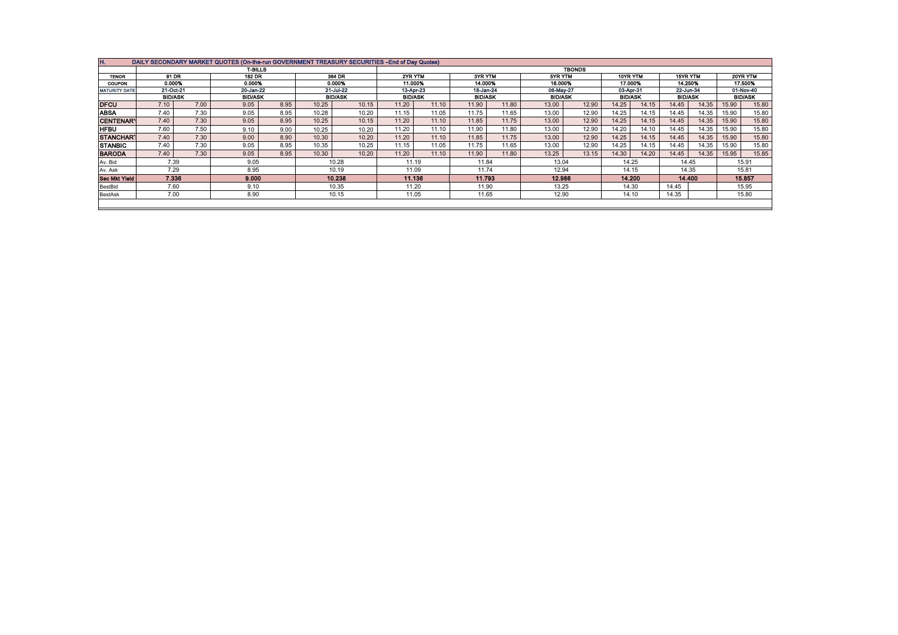| H. | DAILY SECONDARY MARKET QUOTES (On-the-run GOVERNMENT TREASURY SECURITIES –End of Day Quotes) | | | | | | | | | | | | | | | | | |
|---|---|---|---|---|---|---|---|---|---|---|---|---|---|---|---|---|---|---|
| | T-BILLS | | | | | | TBONDS | | | | | | | | | | | |
| TENOR | 91 DR | | 182 DR | | 364 DR | | 2YR YTM | | 3YR YTM | | 5YR YTM | | 10YR YTM | | 15YR YTM | | 20YR YTM | |
| COUPON | 0.000% | | 0.000% | | 0.000% | | 11.000% | | 14.000% | | 16.000% | | 17.000% | | 14.250% | | 17.500% | |
| MATURITY DATE | 21-Oct-21 | | 20-Jan-22 | | 21-Jul-22 | | 13-Apr-23 | | 18-Jan-24 | | 06-May-27 | | 03-Apr-31 | | 22-Jun-34 | | 01-Nov-40 | |
| | BID/ASK | | BID/ASK | | BID/ASK | | BID/ASK | | BID/ASK | | BID/ASK | | BID/ASK | | BID/ASK | | BID/ASK | |
| DFCU | 7.10 | 7.00 | 9.05 | 8.95 | 10.25 | 10.15 | 11.20 | 11.10 | 11.90 | 11.80 | 13.00 | 12.90 | 14.25 | 14.15 | 14.45 | 14.35 | 15.90 | 15.80 |
| ABSA | 7.40 | 7.30 | 9.05 | 8.95 | 10.28 | 10.20 | 11.15 | 11.05 | 11.75 | 11.65 | 13.00 | 12.90 | 14.25 | 14.15 | 14.45 | 14.35 | 15.90 | 15.80 |
| CENTENARY | 7.40 | 7.30 | 9.05 | 8.95 | 10.25 | 10.15 | 11.20 | 11.10 | 11.85 | 11.75 | 13.00 | 12.90 | 14.25 | 14.15 | 14.45 | 14.35 | 15.90 | 15.80 |
| HFBU | 7.60 | 7.50 | 9.10 | 9.00 | 10.25 | 10.20 | 11.20 | 11.10 | 11.90 | 11.80 | 13.00 | 12.90 | 14.20 | 14.10 | 14.45 | 14.35 | 15.90 | 15.80 |
| STANCHART | 7.40 | 7.30 | 9.00 | 8.90 | 10.30 | 10.20 | 11.20 | 11.10 | 11.85 | 11.75 | 13.00 | 12.90 | 14.25 | 14.15 | 14.45 | 14.35 | 15.90 | 15.80 |
| STANBIC | 7.40 | 7.30 | 9.05 | 8.95 | 10.35 | 10.25 | 11.15 | 11.05 | 11.75 | 11.65 | 13.00 | 12.90 | 14.25 | 14.15 | 14.45 | 14.35 | 15.90 | 15.80 |
| BARODA | 7.40 | 7.30 | 9.05 | 8.95 | 10.30 | 10.20 | 11.20 | 11.10 | 11.90 | 11.80 | 13.25 | 13.15 | 14.30 | 14.20 | 14.45 | 14.35 | 15.95 | 15.85 |
| Av. Bid | 7.39 | | 9.05 | | 10.28 | | 11.19 | | 11.84 | | 13.04 | | 14.25 | | 14.45 | | 15.91 | |
| Av. Ask | 7.29 | | 8.95 | | 10.19 | | 11.09 | | 11.74 | | 12.94 | | 14.15 | | 14.35 | | 15.81 | |
| Sec Mkt Yield | 7.336 | | 9.000 | | 10.238 | | 11.136 | | 11.793 | | 12.986 | | 14.200 | | 14.400 | | 15.857 | |
| BestBid | 7.60 | | 9.10 | | 10.35 | | 11.20 | | 11.90 | | 13.25 | | 14.30 | | 14.45 | | 15.95 | |
| BestAsk | 7.00 | | 8.90 | | 10.15 | | 11.05 | | 11.65 | | 12.90 | | 14.10 | | 14.35 | | 15.80 | |